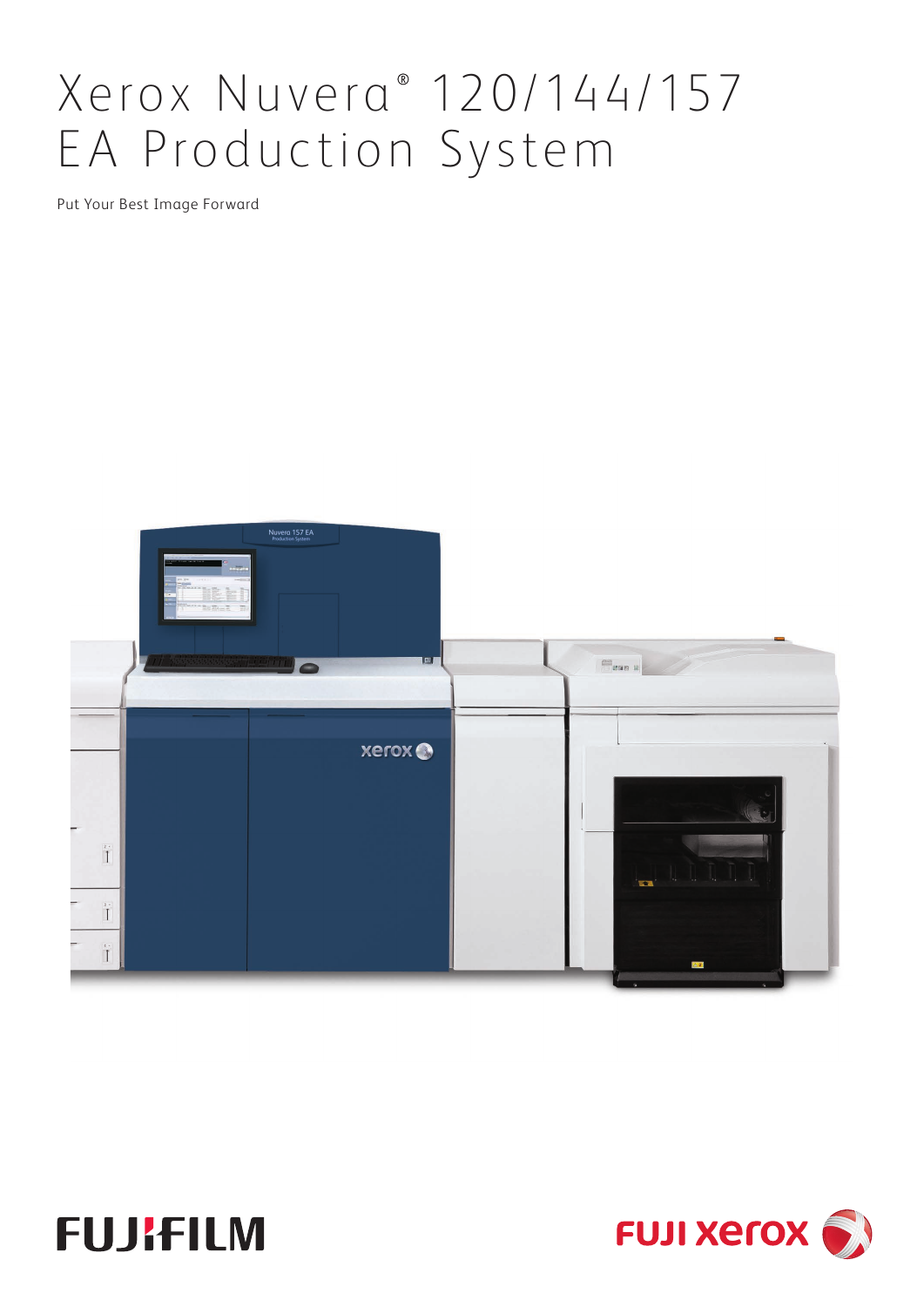# Xerox Nuvera® 120/144/157 EA Production System

Put Your Best Image Forward

FUJIFILM

FUJI XEROX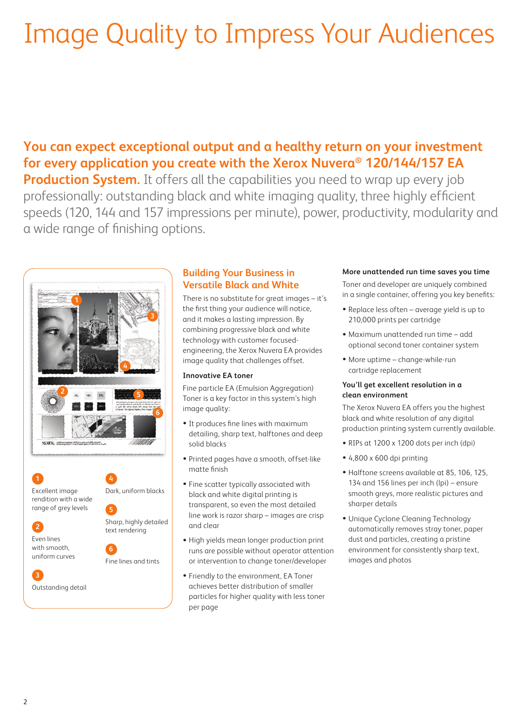# Image Quality to Impress Your Audiences

**You can expect exceptional output and a healthy return on your investment for every application you create with the Xerox Nuvera® 120/144/157 EA Production System.** It offers all the capabilities you need to wrap up every job professionally: outstanding black and white imaging quality, three highly efficient speeds (120, 144 and 157 impressions per minute), power, productivity, modularity and a wide range of finishing options.

1 Excellent image rendition with a wide range of grey levels

2 Even lines with smooth, uniform curves

3 Outstanding detail

4 Dark, uniform blacks

5 Sharp, highly detailed text rendering

6 Fine lines and tints

## Building Your Business in Versatile Black and White

There is no substitute for great images – it's the first thing your audience will notice, and it makes a lasting impression. By combining progressive black and white technology with customer focused-engineering, the Xerox Nuvera EA provides image quality that challenges offset.

### Innovative EA toner

Fine particle EA (Emulsion Aggregation) Toner is a key factor in this system's high image quality:

- It produces fine lines with maximum detailing, sharp text, halftones and deep solid blacks
- Printed pages have a smooth, offset-like matte finish
- Fine scatter typically associated with black and white digital printing is transparent, so even the most detailed line work is razor sharp – images are crisp and clear
- High yields mean longer production print runs are possible without operator attention or intervention to change toner/developer
- Friendly to the environment, EA Toner achieves better distribution of smaller particles for higher quality with less toner per page

### More unattended run time saves you time

Toner and developer are uniquely combined in a single container, offering you key benefits:

- Replace less often – average yield is up to 210,000 prints per cartridge
- Maximum unattended run time – add optional second toner container system
- More uptime – change-while-run cartridge replacement

### You'll get excellent resolution in a clean environment

The Xerox Nuvera EA offers you the highest black and white resolution of any digital production printing system currently available.

- RIPs at 1200 x 1200 dots per inch (dpi)
- 4,800 x 600 dpi printing
- Halftone screens available at 85, 106, 125, 134 and 156 lines per inch (lpi) – ensure smooth greys, more realistic pictures and sharper details
- Unique Cyclone Cleaning Technology automatically removes stray toner, paper dust and particles, creating a pristine environment for consistently sharp text, images and photos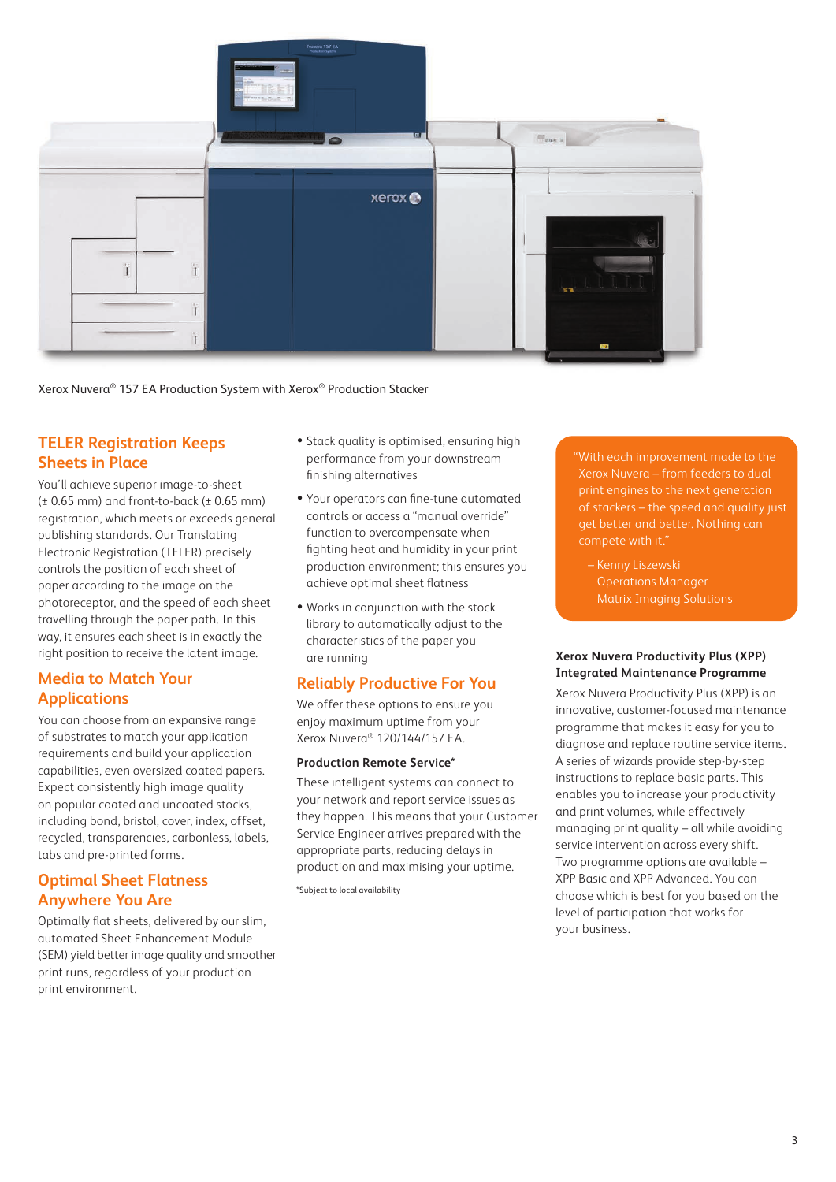Xerox Nuvera® 157 EA Production System with Xerox® Production Stacker

## TELER Registration Keeps Sheets in Place

You'll achieve superior image-to-sheet (± 0.65 mm) and front-to-back (± 0.65 mm) registration, which meets or exceeds general publishing standards. Our Translating Electronic Registration (TELER) precisely controls the position of each sheet of paper according to the image on the photoreceptor, and the speed of each sheet travelling through the paper path. In this way, it ensures each sheet is in exactly the right position to receive the latent image.

## Media to Match Your Applications

You can choose from an expansive range of substrates to match your application requirements and build your application capabilities, even oversized coated papers. Expect consistently high image quality on popular coated and uncoated stocks, including bond, bristol, cover, index, offset, recycled, transparencies, carbonless, labels, tabs and pre-printed forms.

## Optimal Sheet Flatness Anywhere You Are

Optimally flat sheets, delivered by our slim, automated Sheet Enhancement Module (SEM) yield better image quality and smoother print runs, regardless of your production print environment.

- Stack quality is optimised, ensuring high performance from your downstream finishing alternatives
- Your operators can fine-tune automated controls or access a "manual override" function to overcompensate when fighting heat and humidity in your print production environment; this ensures you achieve optimal sheet flatness
- Works in conjunction with the stock library to automatically adjust to the characteristics of the paper you are running

## Reliably Productive For You

We offer these options to ensure you enjoy maximum uptime from your Xerox Nuvera® 120/144/157 EA.

### Production Remote Service*

These intelligent systems can connect to your network and report service issues as they happen. This means that your Customer Service Engineer arrives prepared with the appropriate parts, reducing delays in production and maximising your uptime.

*Subject to local availability

> "With each improvement made to the Xerox Nuvera – from feeders to dual print engines to the next generation of stackers – the speed and quality just get better and better. Nothing can compete with it."
>
> – Kenny Liszewski
> Operations Manager
> Matrix Imaging Solutions

### Xerox Nuvera Productivity Plus (XPP) Integrated Maintenance Programme

Xerox Nuvera Productivity Plus (XPP) is an innovative, customer-focused maintenance programme that makes it easy for you to diagnose and replace routine service items. A series of wizards provide step-by-step instructions to replace basic parts. This enables you to increase your productivity and print volumes, while effectively managing print quality – all while avoiding service intervention across every shift. Two programme options are available – XPP Basic and XPP Advanced. You can choose which is best for you based on the level of participation that works for your business.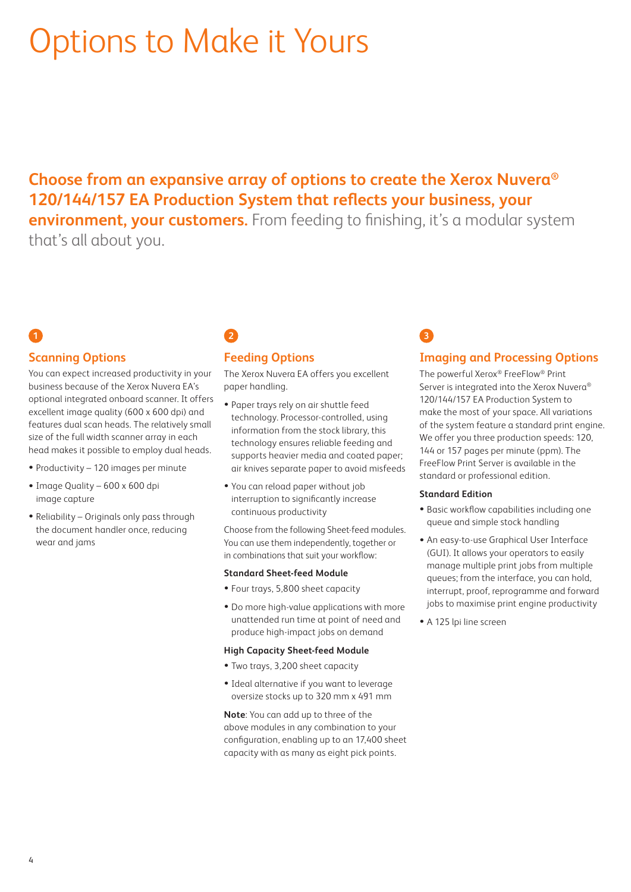# Options to Make it Yours

**Choose from an expansive array of options to create the Xerox Nuvera® 120/144/157 EA Production System that reflects your business, your environment, your customers.** From feeding to finishing, it's a modular system that's all about you.

1

## Scanning Options

You can expect increased productivity in your business because of the Xerox Nuvera EA's optional integrated onboard scanner. It offers excellent image quality (600 x 600 dpi) and features dual scan heads. The relatively small size of the full width scanner array in each head makes it possible to employ dual heads.

- Productivity – 120 images per minute
- Image Quality – 600 x 600 dpi image capture
- Reliability – Originals only pass through the document handler once, reducing wear and jams

2

## Feeding Options

The Xerox Nuvera EA offers you excellent paper handling.

- Paper trays rely on air shuttle feed technology. Processor-controlled, using information from the stock library, this technology ensures reliable feeding and supports heavier media and coated paper; air knives separate paper to avoid misfeeds
- You can reload paper without job interruption to significantly increase continuous productivity

Choose from the following Sheet-feed modules. You can use them independently, together or in combinations that suit your workflow:

### Standard Sheet-feed Module

- Four trays, 5,800 sheet capacity
- Do more high-value applications with more unattended run time at point of need and produce high-impact jobs on demand

### High Capacity Sheet-feed Module

- Two trays, 3,200 sheet capacity
- Ideal alternative if you want to leverage oversize stocks up to 320 mm x 491 mm

**Note**: You can add up to three of the above modules in any combination to your configuration, enabling up to an 17,400 sheet capacity with as many as eight pick points.

3

## Imaging and Processing Options

The powerful Xerox® FreeFlow® Print Server is integrated into the Xerox Nuvera® 120/144/157 EA Production System to make the most of your space. All variations of the system feature a standard print engine. We offer you three production speeds: 120, 144 or 157 pages per minute (ppm). The FreeFlow Print Server is available in the standard or professional edition.

### Standard Edition

- Basic workflow capabilities including one queue and simple stock handling
- An easy-to-use Graphical User Interface (GUI). It allows your operators to easily manage multiple print jobs from multiple queues; from the interface, you can hold, interrupt, proof, reprogramme and forward jobs to maximise print engine productivity
- A 125 lpi line screen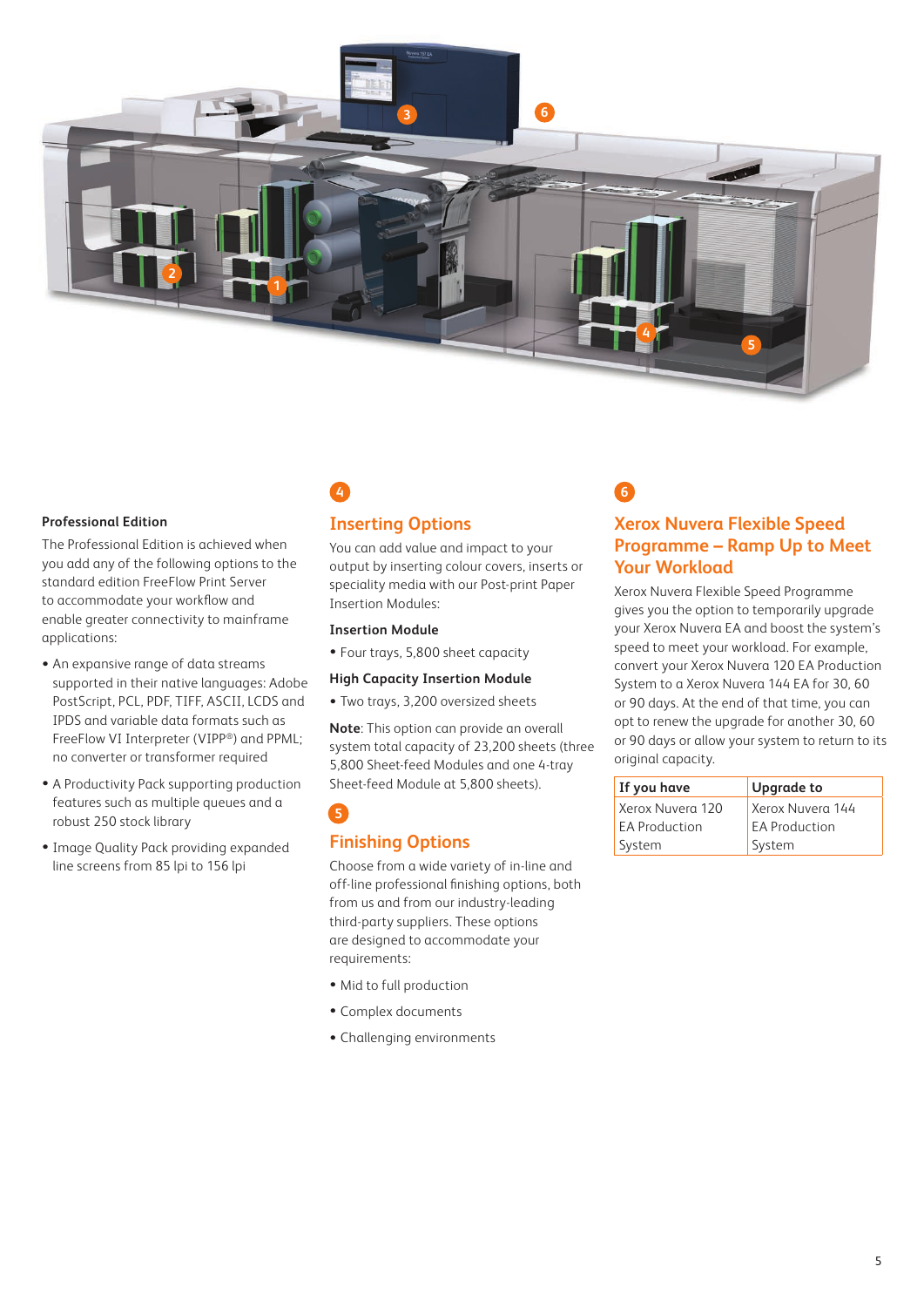### Professional Edition

The Professional Edition is achieved when you add any of the following options to the standard edition FreeFlow Print Server to accommodate your workflow and enable greater connectivity to mainframe applications:

- An expansive range of data streams supported in their native languages: Adobe PostScript, PCL, PDF, TIFF, ASCII, LCDS and IPDS and variable data formats such as FreeFlow VI Interpreter (VIPP®) and PPML; no converter or transformer required
- A Productivity Pack supporting production features such as multiple queues and a robust 250 stock library
- Image Quality Pack providing expanded line screens from 85 lpi to 156 lpi

4

## Inserting Options

You can add value and impact to your output by inserting colour covers, inserts or speciality media with our Post-print Paper Insertion Modules:

### Insertion Module

- Four trays, 5,800 sheet capacity

### High Capacity Insertion Module

- Two trays, 3,200 oversized sheets

**Note**: This option can provide an overall system total capacity of 23,200 sheets (three 5,800 Sheet-feed Modules and one 4-tray Sheet-feed Module at 5,800 sheets).

5

## Finishing Options

Choose from a wide variety of in-line and off-line professional finishing options, both from us and from our industry-leading third-party suppliers. These options are designed to accommodate your requirements:

- Mid to full production
- Complex documents
- Challenging environments

6

## Xerox Nuvera Flexible Speed Programme – Ramp Up to Meet Your Workload

Xerox Nuvera Flexible Speed Programme gives you the option to temporarily upgrade your Xerox Nuvera EA and boost the system's speed to meet your workload. For example, convert your Xerox Nuvera 120 EA Production System to a Xerox Nuvera 144 EA for 30, 60 or 90 days. At the end of that time, you can opt to renew the upgrade for another 30, 60 or 90 days or allow your system to return to its original capacity.

| If you have | Upgrade to |
|---|---|
| Xerox Nuvera 120 EA Production System | Xerox Nuvera 144 EA Production System |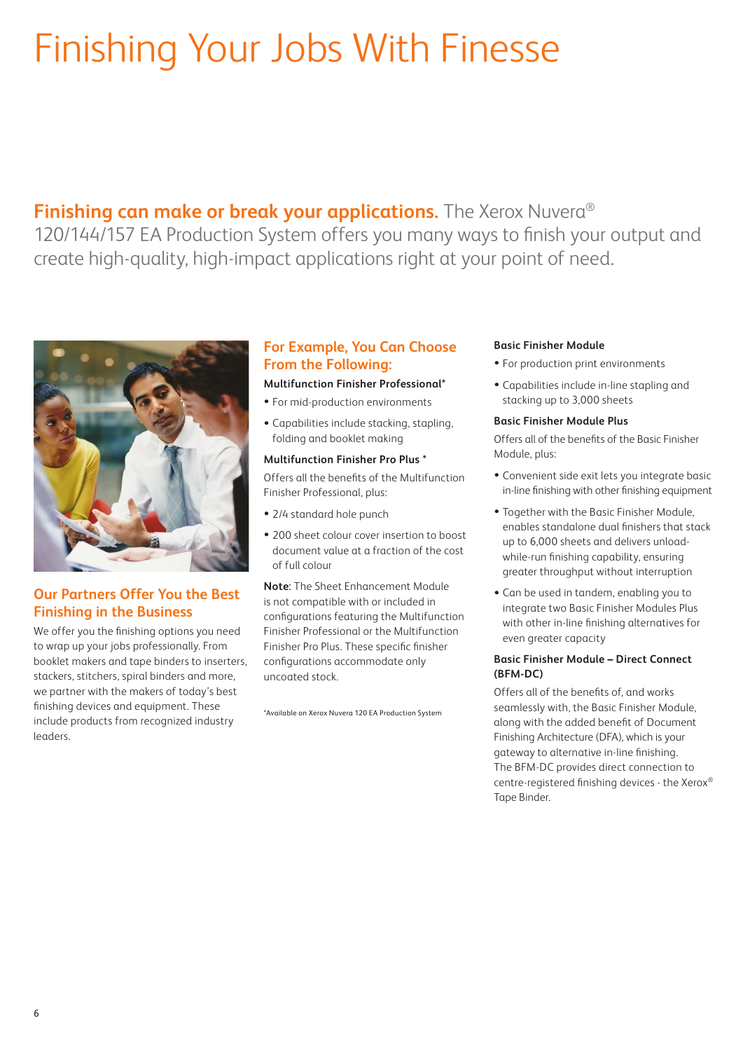# Finishing Your Jobs With Finesse

**Finishing can make or break your applications.** The Xerox Nuvera® 120/144/157 EA Production System offers you many ways to finish your output and create high-quality, high-impact applications right at your point of need.

## Our Partners Offer You the Best Finishing in the Business

We offer you the finishing options you need to wrap up your jobs professionally. From booklet makers and tape binders to inserters, stackers, stitchers, spiral binders and more, we partner with the makers of today's best finishing devices and equipment. These include products from recognized industry leaders.

## For Example, You Can Choose From the Following:

### Multifunction Finisher Professional*

- For mid-production environments
- Capabilities include stacking, stapling, folding and booklet making

### Multifunction Finisher Pro Plus *

Offers all the benefits of the Multifunction Finisher Professional, plus:

- 2/4 standard hole punch
- 200 sheet colour cover insertion to boost document value at a fraction of the cost of full colour

**Note**: The Sheet Enhancement Module is not compatible with or included in configurations featuring the Multifunction Finisher Professional or the Multifunction Finisher Pro Plus. These specific finisher configurations accommodate only uncoated stock.

*Available on Xerox Nuvera 120 EA Production System

### Basic Finisher Module

- For production print environments
- Capabilities include in-line stapling and stacking up to 3,000 sheets

### Basic Finisher Module Plus

Offers all of the benefits of the Basic Finisher Module, plus:

- Convenient side exit lets you integrate basic in-line finishing with other finishing equipment
- Together with the Basic Finisher Module, enables standalone dual finishers that stack up to 6,000 sheets and delivers unload-while-run finishing capability, ensuring greater throughput without interruption
- Can be used in tandem, enabling you to integrate two Basic Finisher Modules Plus with other in-line finishing alternatives for even greater capacity

### Basic Finisher Module – Direct Connect (BFM-DC)

Offers all of the benefits of, and works seamlessly with, the Basic Finisher Module, along with the added benefit of Document Finishing Architecture (DFA), which is your gateway to alternative in-line finishing. The BFM-DC provides direct connection to centre-registered finishing devices - the Xerox® Tape Binder.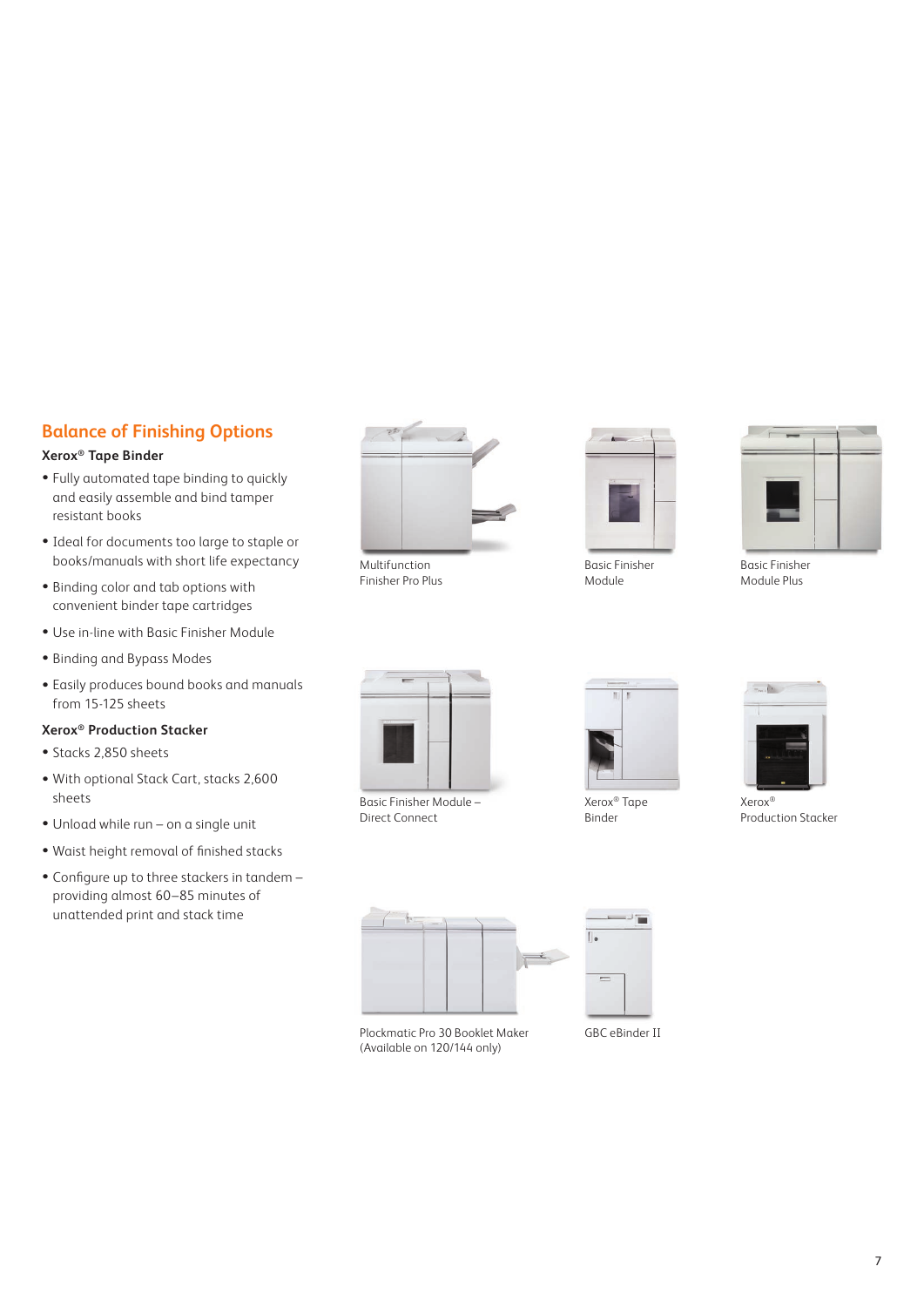## Balance of Finishing Options

### Xerox® Tape Binder

- Fully automated tape binding to quickly and easily assemble and bind tamper resistant books
- Ideal for documents too large to staple or books/manuals with short life expectancy
- Binding color and tab options with convenient binder tape cartridges
- Use in-line with Basic Finisher Module
- Binding and Bypass Modes
- Easily produces bound books and manuals from 15-125 sheets

### Xerox® Production Stacker

- Stacks 2,850 sheets
- With optional Stack Cart, stacks 2,600 sheets
- Unload while run – on a single unit
- Waist height removal of finished stacks
- Configure up to three stackers in tandem – providing almost 60–85 minutes of unattended print and stack time

Multifunction Finisher Pro Plus

Basic Finisher Module

Basic Finisher Module Plus

Basic Finisher Module – Direct Connect

Xerox® Tape Binder

Xerox® Production Stacker

Plockmatic Pro 30 Booklet Maker (Available on 120/144 only)

GBC eBinder II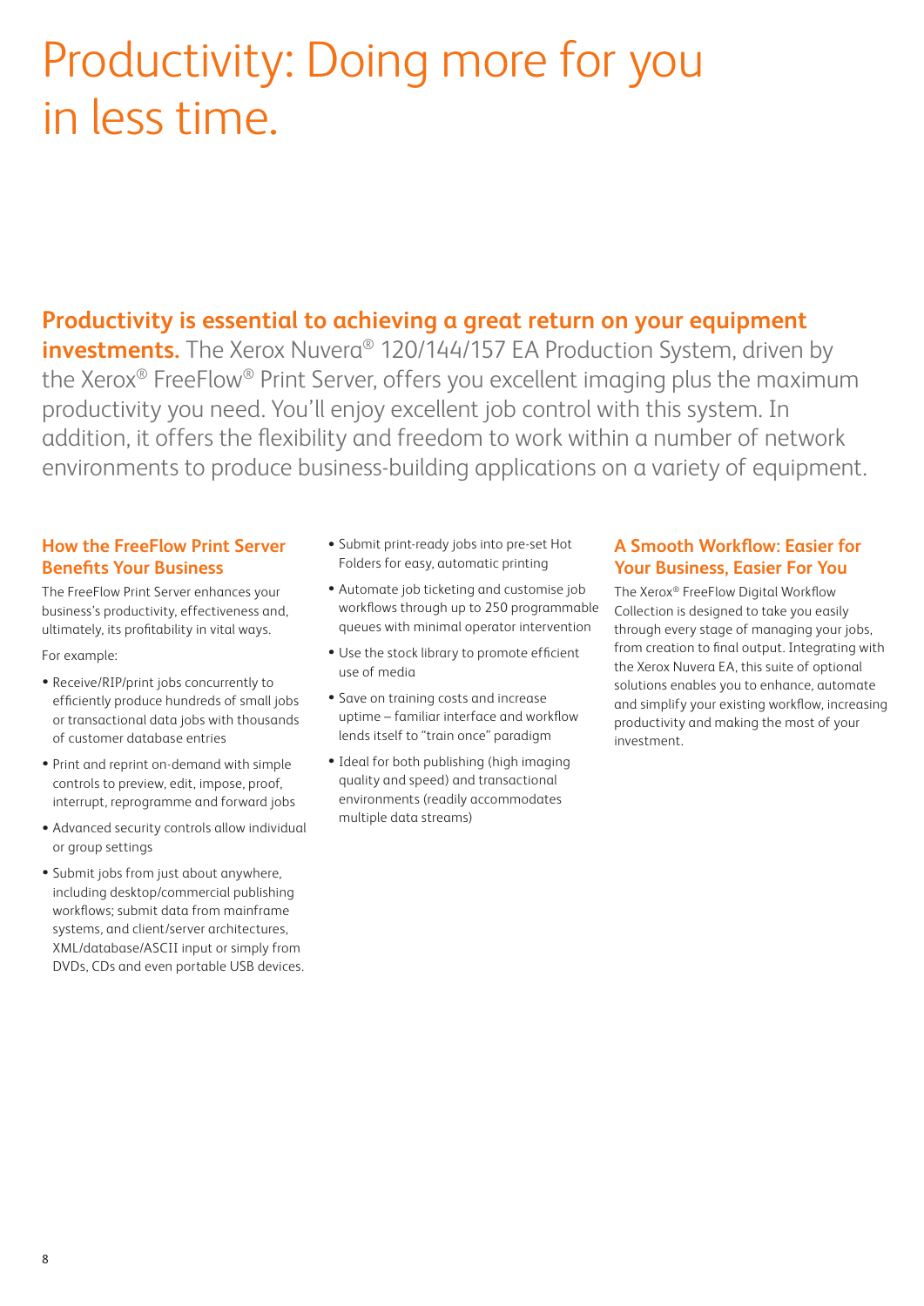# Productivity: Doing more for you in less time.

**Productivity is essential to achieving a great return on your equipment investments.** The Xerox Nuvera® 120/144/157 EA Production System, driven by the Xerox® FreeFlow® Print Server, offers you excellent imaging plus the maximum productivity you need. You'll enjoy excellent job control with this system. In addition, it offers the flexibility and freedom to work within a number of network environments to produce business-building applications on a variety of equipment.

### How the FreeFlow Print Server Benefits Your Business

The FreeFlow Print Server enhances your business's productivity, effectiveness and, ultimately, its profitability in vital ways.

For example:

- Receive/RIP/print jobs concurrently to efficiently produce hundreds of small jobs or transactional data jobs with thousands of customer database entries
- Print and reprint on-demand with simple controls to preview, edit, impose, proof, interrupt, reprogramme and forward jobs
- Advanced security controls allow individual or group settings
- Submit jobs from just about anywhere, including desktop/commercial publishing workflows; submit data from mainframe systems, and client/server architectures, XML/database/ASCII input or simply from DVDs, CDs and even portable USB devices.
- Submit print-ready jobs into pre-set Hot Folders for easy, automatic printing
- Automate job ticketing and customise job workflows through up to 250 programmable queues with minimal operator intervention
- Use the stock library to promote efficient use of media
- Save on training costs and increase uptime – familiar interface and workflow lends itself to "train once" paradigm
- Ideal for both publishing (high imaging quality and speed) and transactional environments (readily accommodates multiple data streams)

### A Smooth Workflow: Easier for Your Business, Easier For You

The Xerox® FreeFlow Digital Workflow Collection is designed to take you easily through every stage of managing your jobs, from creation to final output. Integrating with the Xerox Nuvera EA, this suite of optional solutions enables you to enhance, automate and simplify your existing workflow, increasing productivity and making the most of your investment.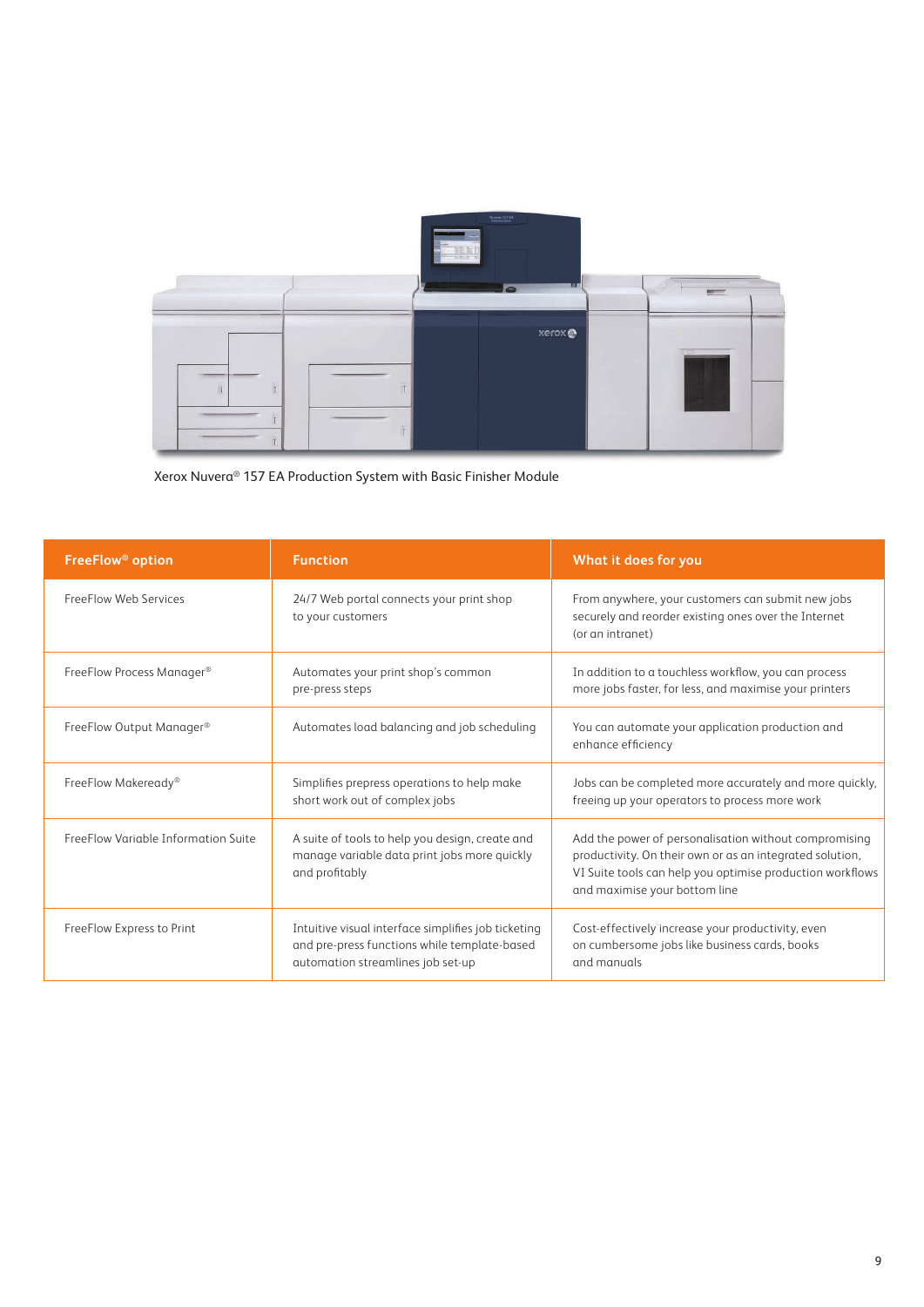Xerox Nuvera® 157 EA Production System with Basic Finisher Module

| FreeFlow® option | Function | What it does for you |
| --- | --- | --- |
| FreeFlow Web Services | 24/7 Web portal connects your print shop to your customers | From anywhere, your customers can submit new jobs securely and reorder existing ones over the Internet (or an intranet) |
| FreeFlow Process Manager® | Automates your print shop's common pre-press steps | In addition to a touchless workflow, you can process more jobs faster, for less, and maximise your printers |
| FreeFlow Output Manager® | Automates load balancing and job scheduling | You can automate your application production and enhance efficiency |
| FreeFlow Makeready® | Simplifies prepress operations to help make short work out of complex jobs | Jobs can be completed more accurately and more quickly, freeing up your operators to process more work |
| FreeFlow Variable Information Suite | A suite of tools to help you design, create and manage variable data print jobs more quickly and profitably | Add the power of personalisation without compromising productivity. On their own or as an integrated solution, VI Suite tools can help you optimise production workflows and maximise your bottom line |
| FreeFlow Express to Print | Intuitive visual interface simplifies job ticketing and pre-press functions while template-based automation streamlines job set-up | Cost-effectively increase your productivity, even on cumbersome jobs like business cards, books and manuals |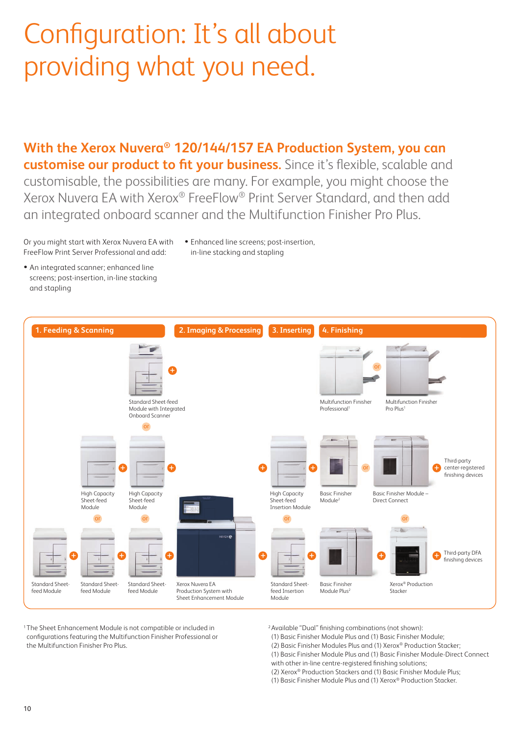# Configuration: It's all about providing what you need.

**With the Xerox Nuvera® 120/144/157 EA Production System, you can customise our product to fit your business.** Since it's flexible, scalable and customisable, the possibilities are many. For example, you might choose the Xerox Nuvera EA with Xerox® FreeFlow® Print Server Standard, and then add an integrated onboard scanner and the Multifunction Finisher Pro Plus.

Or you might start with Xerox Nuvera EA with FreeFlow Print Server Professional and add:

- An integrated scanner; enhanced line screens; post-insertion, in-line stacking and stapling
- Enhanced line screens; post-insertion, in-line stacking and stapling

**1. Feeding & Scanning**

- Standard Sheet-feed Module with Integrated Onboard Scanner
- or
- High Capacity Sheet-feed Module + High Capacity Sheet-feed Module
- or
- Standard Sheet-feed Module + Standard Sheet-feed Module + Standard Sheet-feed Module

**2. Imaging & Processing**

- Xerox Nuvera EA Production System with Sheet Enhancement Module

**3. Inserting**

- High Capacity Sheet-feed Insertion Module
- or
- Standard Sheet-feed Insertion Module

**4. Finishing**

- Multifunction Finisher Professional[1] or Multifunction Finisher Pro Plus[1]
- Basic Finisher Module[2] or Basic Finisher Module – Direct Connect + Third-party center-registered finishing devices
- Basic Finisher Module Plus[2] + Xerox® Production Stacker (or) + Third-party DFA finishing devices

[1] The Sheet Enhancement Module is not compatible or included in configurations featuring the Multifunction Finisher Professional or the Multifunction Finisher Pro Plus.

[2] Available "Dual" finishing combinations (not shown):
(1) Basic Finisher Module Plus and (1) Basic Finisher Module;
(2) Basic Finisher Modules Plus and (1) Xerox® Production Stacker;
(1) Basic Finisher Module Plus and (1) Basic Finisher Module-Direct Connect with other in-line centre-registered finishing solutions;
(2) Xerox® Production Stackers and (1) Basic Finisher Module Plus;
(1) Basic Finisher Module Plus and (1) Xerox® Production Stacker.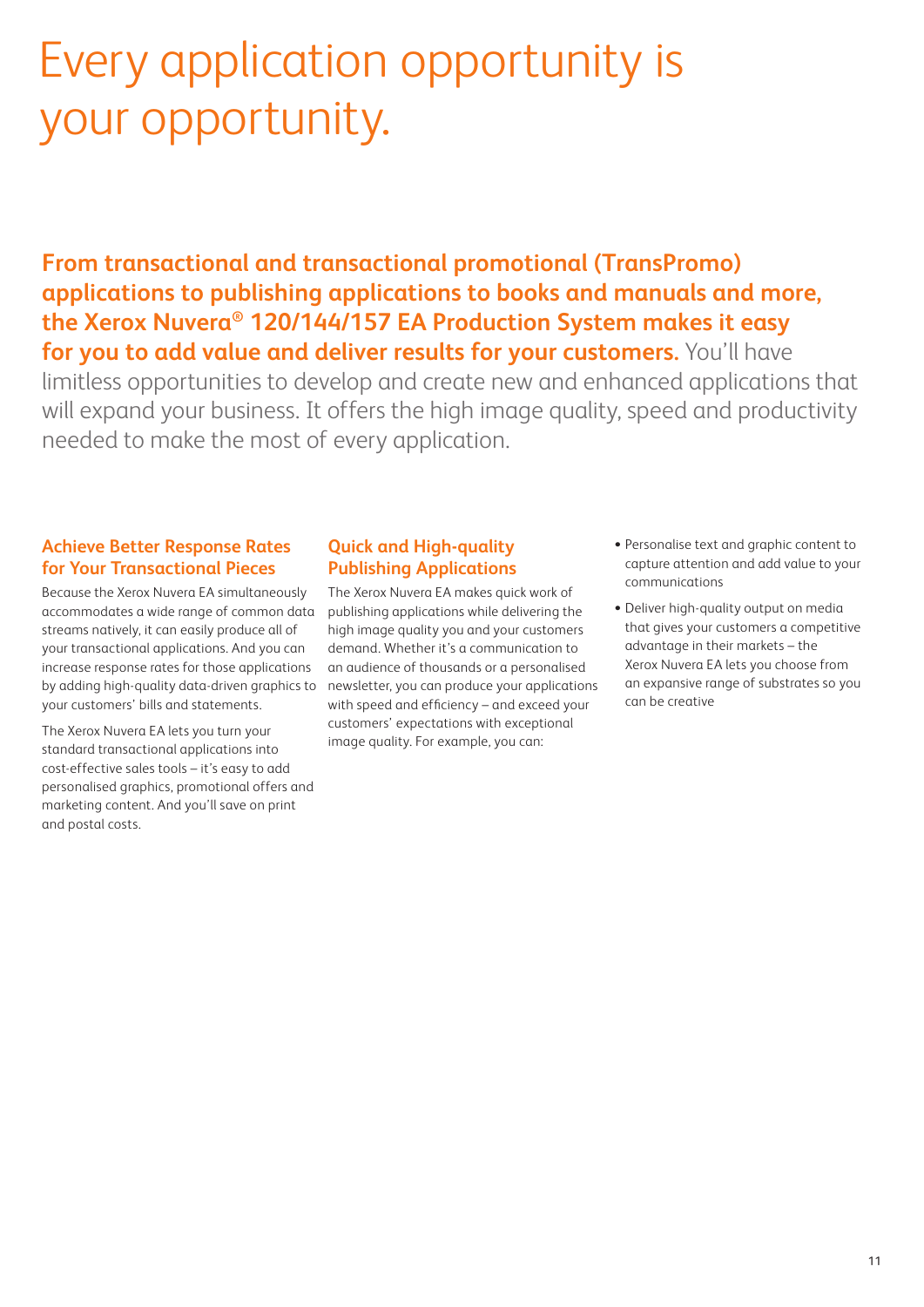# Every application opportunity is your opportunity.

**From transactional and transactional promotional (TransPromo) applications to publishing applications to books and manuals and more, the Xerox Nuvera® 120/144/157 EA Production System makes it easy for you to add value and deliver results for your customers.** You'll have limitless opportunities to develop and create new and enhanced applications that will expand your business. It offers the high image quality, speed and productivity needed to make the most of every application.

### Achieve Better Response Rates for Your Transactional Pieces

Because the Xerox Nuvera EA simultaneously accommodates a wide range of common data streams natively, it can easily produce all of your transactional applications. And you can increase response rates for those applications by adding high-quality data-driven graphics to your customers' bills and statements.

The Xerox Nuvera EA lets you turn your standard transactional applications into cost-effective sales tools – it's easy to add personalised graphics, promotional offers and marketing content. And you'll save on print and postal costs.

### Quick and High-quality Publishing Applications

The Xerox Nuvera EA makes quick work of publishing applications while delivering the high image quality you and your customers demand. Whether it's a communication to an audience of thousands or a personalised newsletter, you can produce your applications with speed and efficiency – and exceed your customers' expectations with exceptional image quality. For example, you can:

- Personalise text and graphic content to capture attention and add value to your communications
- Deliver high-quality output on media that gives your customers a competitive advantage in their markets – the Xerox Nuvera EA lets you choose from an expansive range of substrates so you can be creative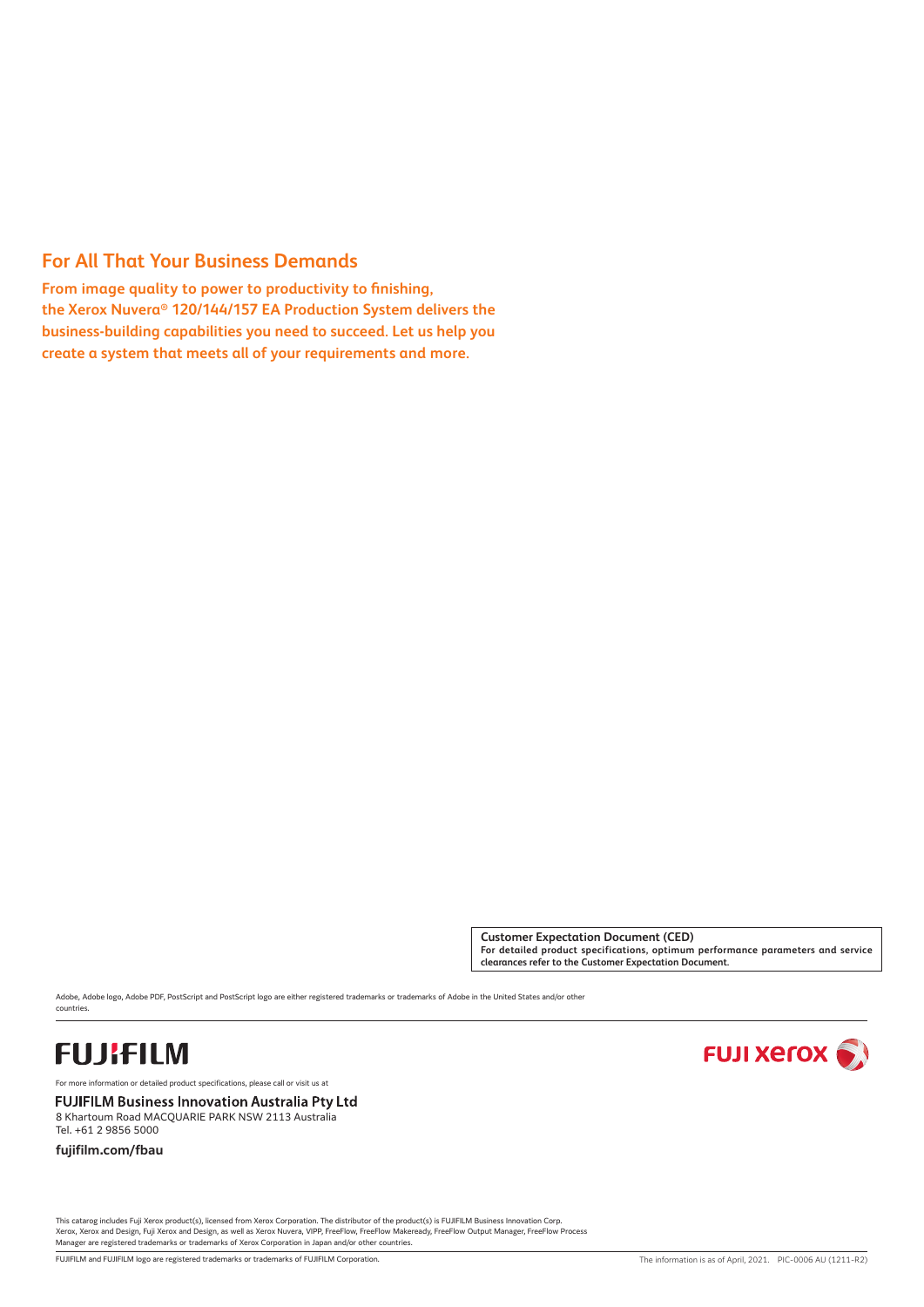## For All That Your Business Demands

**From image quality to power to productivity to finishing, the Xerox Nuvera® 120/144/157 EA Production System delivers the business-building capabilities you need to succeed. Let us help you create a system that meets all of your requirements and more.**

**Customer Expectation Document (CED)**
**For detailed product specifications, optimum performance parameters and service clearances refer to the Customer Expectation Document.**

Adobe, Adobe logo, Adobe PDF, PostScript and PostScript logo are either registered trademarks or trademarks of Adobe in the United States and/or other countries.

FUJIFILM

FUJI XEROX

For more information or detailed product specifications, please call or visit us at

**FUJIFILM Business Innovation Australia Pty Ltd**
8 Khartoum Road MACQUARIE PARK NSW 2113 Australia
Tel. +61 2 9856 5000

**fujifilm.com/fbau**

This catarog includes Fuji Xerox product(s), licensed from Xerox Corporation. The distributor of the product(s) is FUJIFILM Business Innovation Corp.
Xerox, Xerox and Design, Fuji Xerox and Design, as well as Xerox Nuvera, VIPP, FreeFlow, FreeFlow Makeready, FreeFlow Output Manager, FreeFlow Process Manager are registered trademarks or trademarks of Xerox Corporation in Japan and/or other countries.

FUJIFILM and FUJIFILM logo are registered trademarks or trademarks of FUJIFILM Corporation.

The information is as of April, 2021. PIC-0006 AU (1211-R2)